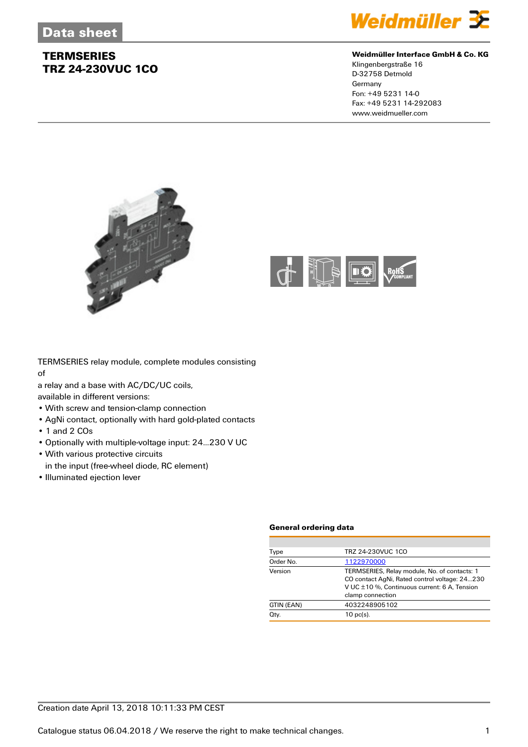Data sheet

# TERMSERIES
# TRZ 24-230VUC 1CO

**Weidmüller Interface GmbH & Co. KG**
Klingenbergstraße 16
D-32758 Detmold
Germany
Fon: +49 5231 14-0
Fax: +49 5231 14-292083
www.weidmueller.com

TERMSERIES relay module, complete modules consisting of
a relay and a base with AC/DC/UC coils,
available in different versions:

- With screw and tension-clamp connection
- AgNi contact, optionally with hard gold-plated contacts
- 1 and 2 COs
- Optionally with multiple-voltage input: 24...230 V UC
- With various protective circuits in the input (free-wheel diode, RC element)
- Illuminated ejection lever

### General ordering data

| | |
|---|---|
| Type | TRZ 24-230VUC 1CO |
| Order No. | 1122970000 |
| Version | TERMSERIES, Relay module, No. of contacts: 1 CO contact AgNi, Rated control voltage: 24...230 V UC ±10 %, Continuous current: 6 A, Tension clamp connection |
| GTIN (EAN) | 4032248905102 |
| Qty. | 10 pc(s). |

Creation date April 13, 2018 10:11:33 PM CEST

Catalogue status 06.04.2018 / We reserve the right to make technical changes.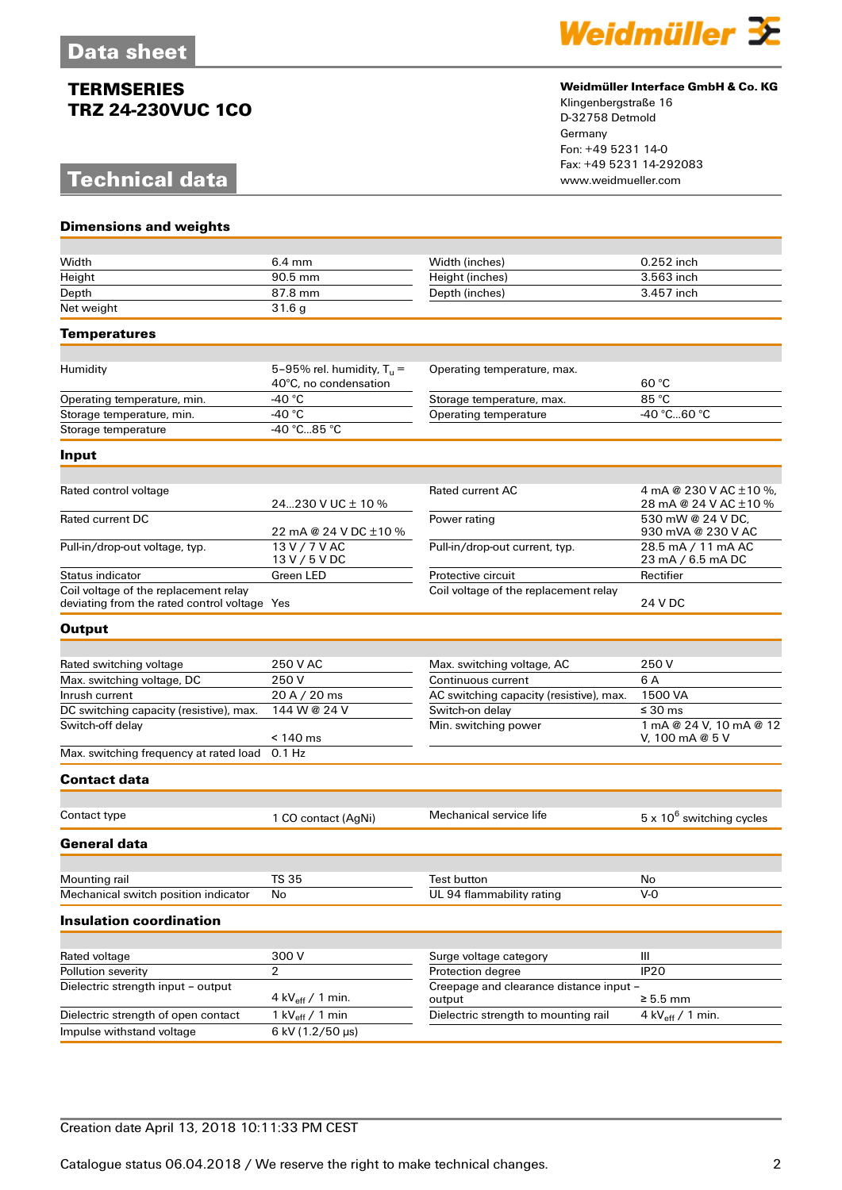# TERMSERIES
# TRZ 24-230VUC 1CO

**Weidmüller Interface GmbH & Co. KG**
Klingenbergstraße 16
D-32758 Detmold
Germany
Fon: +49 5231 14-0
Fax: +49 5231 14-292083
www.weidmueller.com

## Technical data

### Dimensions and weights

| | | | |
|---|---|---|---|
| Width | 6.4 mm | Width (inches) | 0.252 inch |
| Height | 90.5 mm | Height (inches) | 3.563 inch |
| Depth | 87.8 mm | Depth (inches) | 3.457 inch |
| Net weight | 31.6 g | | |

### Temperatures

| | | | |
|---|---|---|---|
| Humidity | 5–95% rel. humidity, $T_u$ = 40°C, no condensation | Operating temperature, max. | 60 °C |
| Operating temperature, min. | -40 °C | Storage temperature, max. | 85 °C |
| Storage temperature, min. | -40 °C | Operating temperature | -40 °C...60 °C |
| Storage temperature | -40 °C...85 °C | | |

### Input

| | | | |
|---|---|---|---|
| Rated control voltage | 24...230 V UC ± 10 % | Rated current AC | 4 mA @ 230 V AC ±10 %, 28 mA @ 24 V AC ±10 % |
| Rated current DC | 22 mA @ 24 V DC ±10 % | Power rating | 530 mW @ 24 V DC, 930 mVA @ 230 V AC |
| Pull-in/drop-out voltage, typ. | 13 V / 7 V AC<br>13 V / 5 V DC | Pull-in/drop-out current, typ. | 28.5 mA / 11 mA AC<br>23 mA / 6.5 mA DC |
| Status indicator | Green LED | Protective circuit | Rectifier |
| Coil voltage of the replacement relay deviating from the rated control voltage | Yes | Coil voltage of the replacement relay | 24 V DC |

### Output

| | | | |
|---|---|---|---|
| Rated switching voltage | 250 V AC | Max. switching voltage, AC | 250 V |
| Max. switching voltage, DC | 250 V | Continuous current | 6 A |
| Inrush current | 20 A / 20 ms | AC switching capacity (resistive), max. | 1500 VA |
| DC switching capacity (resistive), max. | 144 W @ 24 V | Switch-on delay | ≤ 30 ms |
| Switch-off delay | < 140 ms | Min. switching power | 1 mA @ 24 V, 10 mA @ 12 V, 100 mA @ 5 V |
| Max. switching frequency at rated load | 0.1 Hz | | |

### Contact data

| | | | |
|---|---|---|---|
| Contact type | 1 CO contact (AgNi) | Mechanical service life | 5 x $10^6$ switching cycles |

### General data

| | | | |
|---|---|---|---|
| Mounting rail | TS 35 | Test button | No |
| Mechanical switch position indicator | No | UL 94 flammability rating | V-0 |

### Insulation coordination

| | | | |
|---|---|---|---|
| Rated voltage | 300 V | Surge voltage category | III |
| Pollution severity | 2 | Protection degree | IP20 |
| Dielectric strength input – output | 4 $kV_{eff}$ / 1 min. | Creepage and clearance distance input – output | ≥ 5.5 mm |
| Dielectric strength of open contact | 1 $kV_{eff}$ / 1 min | Dielectric strength to mounting rail | 4 $kV_{eff}$ / 1 min. |
| Impulse withstand voltage | 6 kV (1.2/50 µs) | | |

Creation date April 13, 2018 10:11:33 PM CEST

Catalogue status 06.04.2018 / We reserve the right to make technical changes.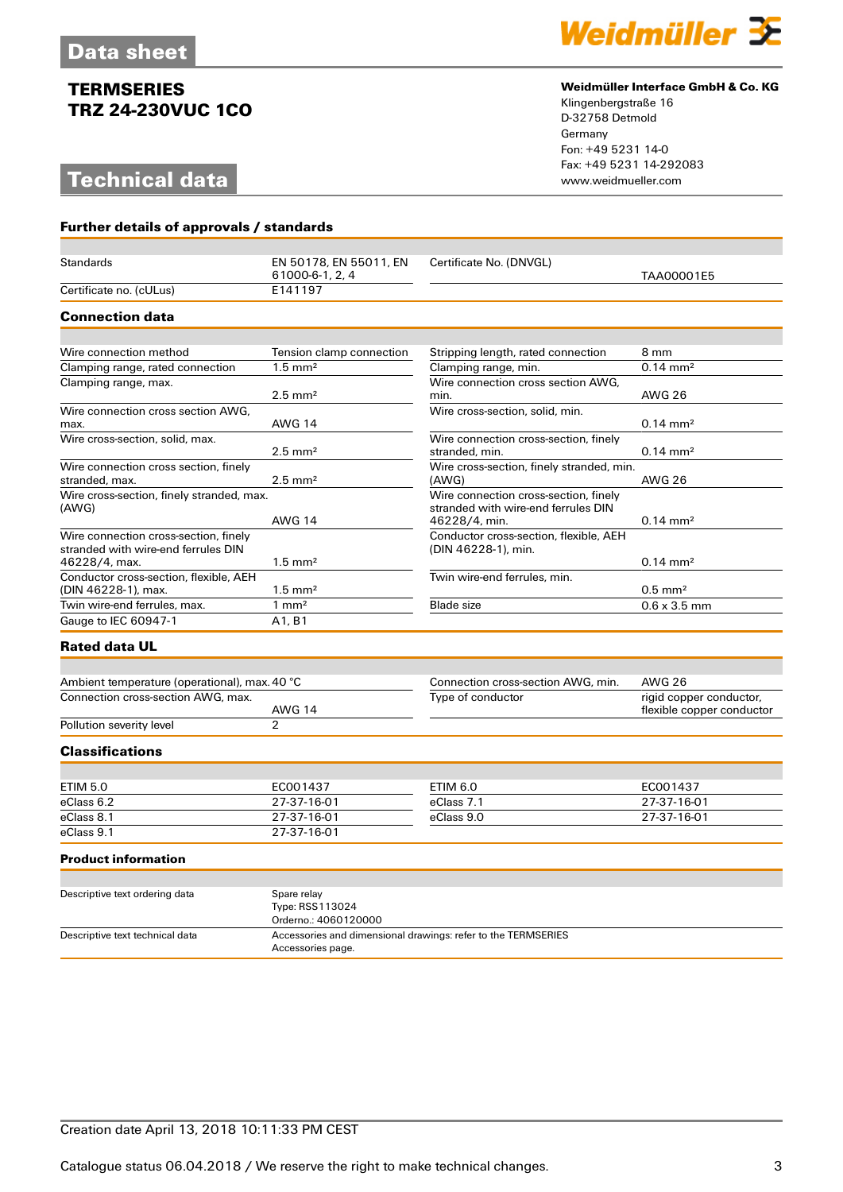# Data sheet

## TERMSERIES
## TRZ 24-230VUC 1CO

**Weidmüller Interface GmbH & Co. KG**
Klingenbergstraße 16
D-32758 Detmold
Germany
Fon: +49 5231 14-0
Fax: +49 5231 14-292083
www.weidmueller.com

# Technical data

### Further details of approvals / standards

| | | | |
|---|---|---|---|
| Standards | EN 50178, EN 55011, EN 61000-6-1, 2, 4 | Certificate No. (DNVGL) | TAA00001E5 |
| Certificate no. (cULus) | E141197 | | |

### Connection data

| | | | |
|---|---|---|---|
| Wire connection method | Tension clamp connection | Stripping length, rated connection | 8 mm |
| Clamping range, rated connection | 1.5 mm² | Clamping range, min. | 0.14 mm² |
| Clamping range, max. | 2.5 mm² | Wire connection cross section AWG, min. | AWG 26 |
| Wire connection cross section AWG, max. | AWG 14 | Wire cross-section, solid, min. | 0.14 mm² |
| Wire cross-section, solid, max. | 2.5 mm² | Wire connection cross-section, finely stranded, min. | 0.14 mm² |
| Wire connection cross section, finely stranded, max. | 2.5 mm² | Wire cross-section, finely stranded, min. (AWG) | AWG 26 |
| Wire cross-section, finely stranded, max. (AWG) | AWG 14 | Wire connection cross-section, finely stranded with wire-end ferrules DIN 46228/4, min. | 0.14 mm² |
| Wire connection cross-section, finely stranded with wire-end ferrules DIN 46228/4, max. | 1.5 mm² | Conductor cross-section, flexible, AEH (DIN 46228-1), min. | 0.14 mm² |
| Conductor cross-section, flexible, AEH (DIN 46228-1), max. | 1.5 mm² | Twin wire-end ferrules, min. | 0.5 mm² |
| Twin wire-end ferrules, max. | 1 mm² | Blade size | 0.6 x 3.5 mm |
| Gauge to IEC 60947-1 | A1, B1 | | |

### Rated data UL

| | | | |
|---|---|---|---|
| Ambient temperature (operational), max. | 40 °C | Connection cross-section AWG, min. | AWG 26 |
| Connection cross-section AWG, max. | AWG 14 | Type of conductor | rigid copper conductor, flexible copper conductor |
| Pollution severity level | 2 | | |

### Classifications

| | | | |
|---|---|---|---|
| ETIM 5.0 | EC001437 | ETIM 6.0 | EC001437 |
| eClass 6.2 | 27-37-16-01 | eClass 7.1 | 27-37-16-01 |
| eClass 8.1 | 27-37-16-01 | eClass 9.0 | 27-37-16-01 |
| eClass 9.1 | 27-37-16-01 | | |

### Product information

| | |
|---|---|
| Descriptive text ordering data | Spare relay<br>Type: RSS113024<br>Orderno.: 4060120000 |
| Descriptive text technical data | Accessories and dimensional drawings: refer to the TERMSERIES Accessories page. |

Creation date April 13, 2018 10:11:33 PM CEST

Catalogue status 06.04.2018 / We reserve the right to make technical changes.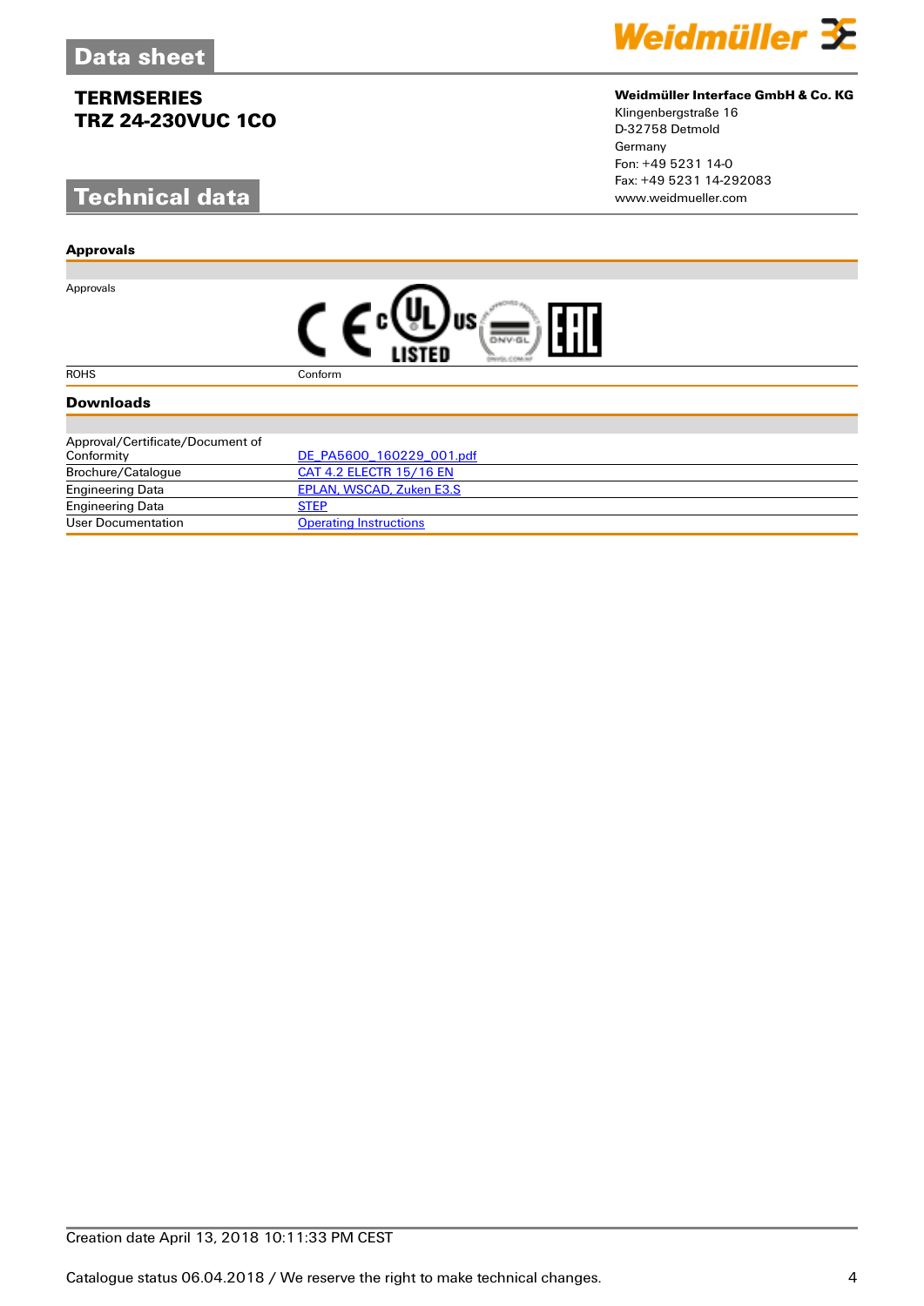# Data sheet

## TERMSERIES
## TRZ 24-230VUC 1CO

**Weidmüller Interface GmbH & Co. KG**
Klingenbergstraße 16
D-32758 Detmold
Germany
Fon: +49 5231 14-0
Fax: +49 5231 14-292083
www.weidmueller.com

# Technical data

### Approvals

| | |
|---|---|
| Approvals | |
| ROHS | Conform |

### Downloads

| | |
|---|---|
| Approval/Certificate/Document of Conformity | DE_PA5600_160229_001.pdf |
| Brochure/Catalogue | CAT 4.2 ELECTR 15/16 EN |
| Engineering Data | EPLAN, WSCAD, Zuken E3.S |
| Engineering Data | STEP |
| User Documentation | Operating Instructions |

Creation date April 13, 2018 10:11:33 PM CEST

Catalogue status 06.04.2018 / We reserve the right to make technical changes.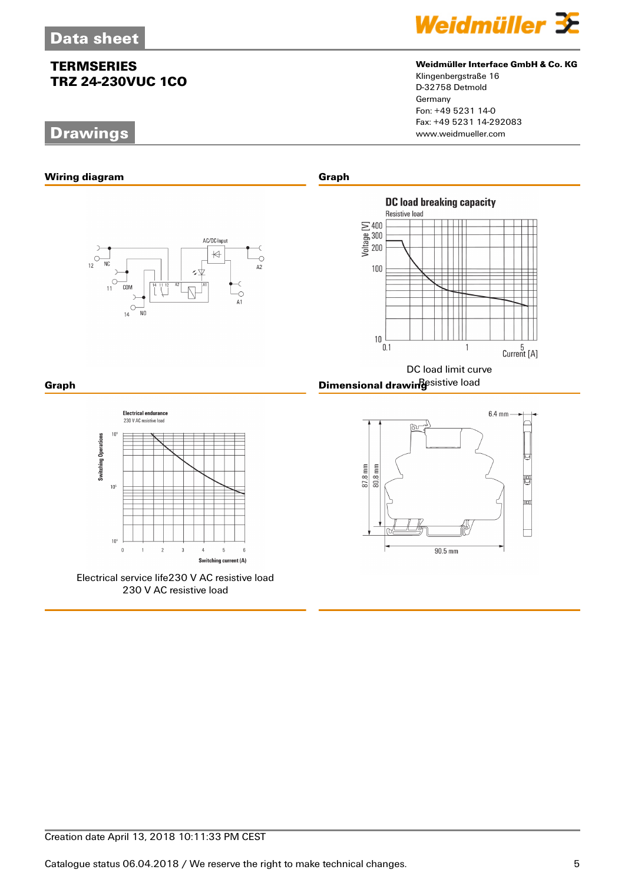# Data sheet

## TERMSERIES
## TRZ 24-230VUC 1CO

**Weidmüller Interface GmbH & Co. KG**
Klingenbergstraße 16
D-32758 Detmold
Germany
Fon: +49 5231 14-0
Fax: +49 5231 14-292083
www.weidmueller.com

# Drawings

### Wiring diagram

### Graph

DC load limit curve
Resistive load

### Graph

Electrical service life230 V AC resistive load
230 V AC resistive load

### Dimensional drawing

Creation date April 13, 2018 10:11:33 PM CEST

Catalogue status 06.04.2018 / We reserve the right to make technical changes.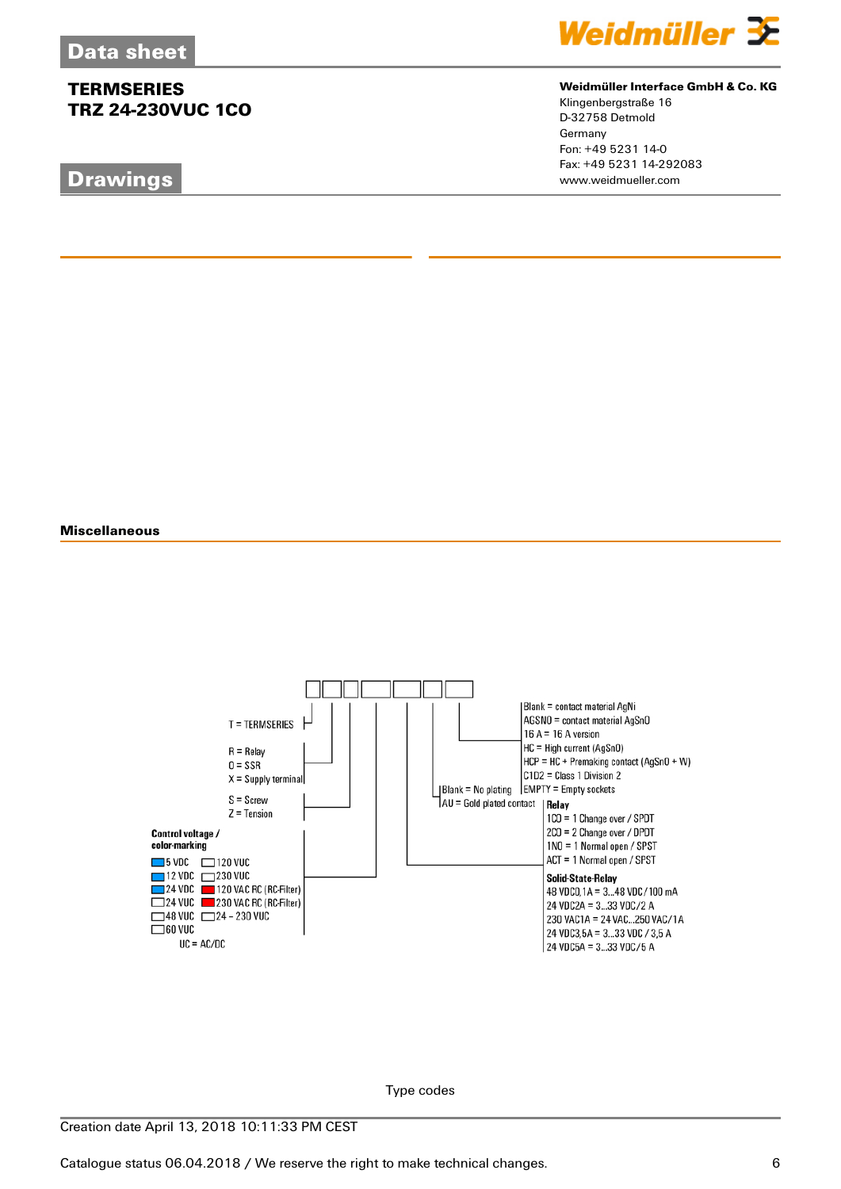Data sheet

**TERMSERIES**
**TRZ 24-230VUC 1CO**

**Weidmüller Interface GmbH & Co. KG**
Klingenbergstraße 16
D-32758 Detmold
Germany
Fon: +49 5231 14-0
Fax: +49 5231 14-292083
www.weidmueller.com

## Drawings

### Miscellaneous

T = TERMSERIES

R = Relay
O = SSR
X = Supply terminal

S = Screw
Z = Tension

Control voltage / color-marking

5 VDC
12 VDC
24 VDC
24 VUC
48 VUC
60 VUC
120 VUC
230 VUC
120 VAC RC (RC-Filter)
230 VAC RC (RC-Filter)
24 – 230 VUC

UC = AC/DC

Blank = No plating
AU = Gold plated contact

Blank = contact material AgNi
AGSNO = contact material AgSnO
16 A = 16 A version
HC = High current (AgSnO)
HCP = HC + Premaking contact (AgSnO + W)
C1D2 = Class 1 Division 2
EMPTY = Empty sockets

**Relay**
1CO = 1 Change over / SPDT
2CO = 2 Change over / DPDT
1NO = 1 Normal open / SPST
ACT = 1 Normel open / SPST

**Solid-State-Relay**
48 VDC0,1A = 3...48 VDC / 100 mA
24 VDC2A = 3...33 VDC / 2 A
230 VAC1A = 24 VAC...250 VAC / 1 A
24 VDC3,5A = 3...33 VDC / 3,5 A
24 VDC5A = 3...33 VDC / 5 A

Type codes

Creation date April 13, 2018 10:11:33 PM CEST

Catalogue status 06.04.2018 / We reserve the right to make technical changes.